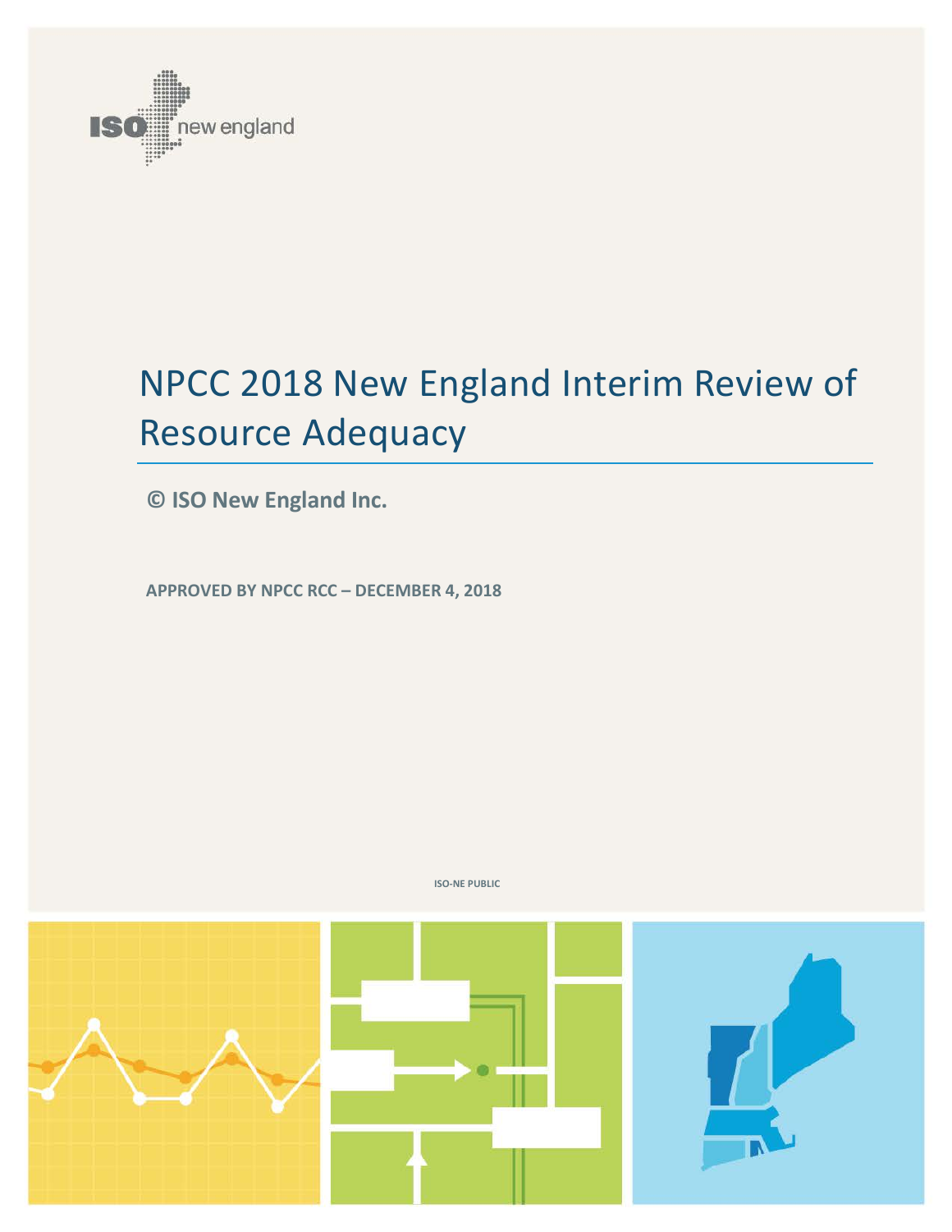# NPCC 2018 New England Interim Review of Resource Adequacy

**© ISO New England Inc.**

**APPROVED BY NPCC RCC – DECEMBER 4, 2018**

ISO-NE PUBLIC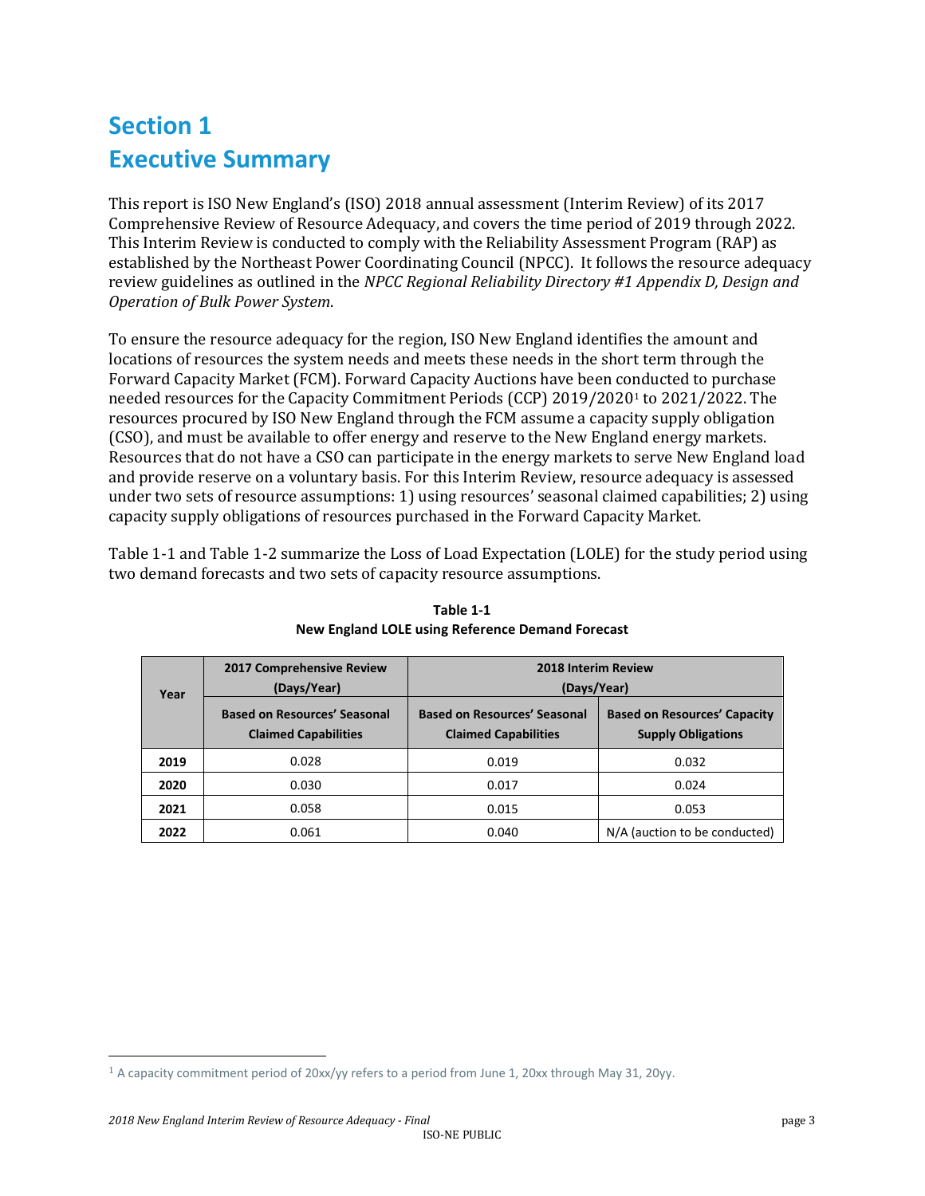# Section 1
# Executive Summary

This report is ISO New England's (ISO) 2018 annual assessment (Interim Review) of its 2017 Comprehensive Review of Resource Adequacy, and covers the time period of 2019 through 2022. This Interim Review is conducted to comply with the Reliability Assessment Program (RAP) as established by the Northeast Power Coordinating Council (NPCC). It follows the resource adequacy review guidelines as outlined in the *NPCC Regional Reliability Directory #1 Appendix D, Design and Operation of Bulk Power System*.

To ensure the resource adequacy for the region, ISO New England identifies the amount and locations of resources the system needs and meets these needs in the short term through the Forward Capacity Market (FCM). Forward Capacity Auctions have been conducted to purchase needed resources for the Capacity Commitment Periods (CCP) 2019/2020[1] to 2021/2022. The resources procured by ISO New England through the FCM assume a capacity supply obligation (CSO), and must be available to offer energy and reserve to the New England energy markets. Resources that do not have a CSO can participate in the energy markets to serve New England load and provide reserve on a voluntary basis. For this Interim Review, resource adequacy is assessed under two sets of resource assumptions: 1) using resources' seasonal claimed capabilities; 2) using capacity supply obligations of resources purchased in the Forward Capacity Market.

Table 1-1 and Table 1-2 summarize the Loss of Load Expectation (LOLE) for the study period using two demand forecasts and two sets of capacity resource assumptions.

**Table 1-1**
**New England LOLE using Reference Demand Forecast**

| Year | 2017 Comprehensive Review (Days/Year) | 2018 Interim Review (Days/Year) | |
|---|---|---|---|
| | Based on Resources' Seasonal Claimed Capabilities | Based on Resources' Seasonal Claimed Capabilities | Based on Resources' Capacity Supply Obligations |
| **2019** | 0.028 | 0.019 | 0.032 |
| **2020** | 0.030 | 0.017 | 0.024 |
| **2021** | 0.058 | 0.015 | 0.053 |
| **2022** | 0.061 | 0.040 | N/A (auction to be conducted) |

[1] A capacity commitment period of 20xx/yy refers to a period from June 1, 20xx through May 31, 20yy.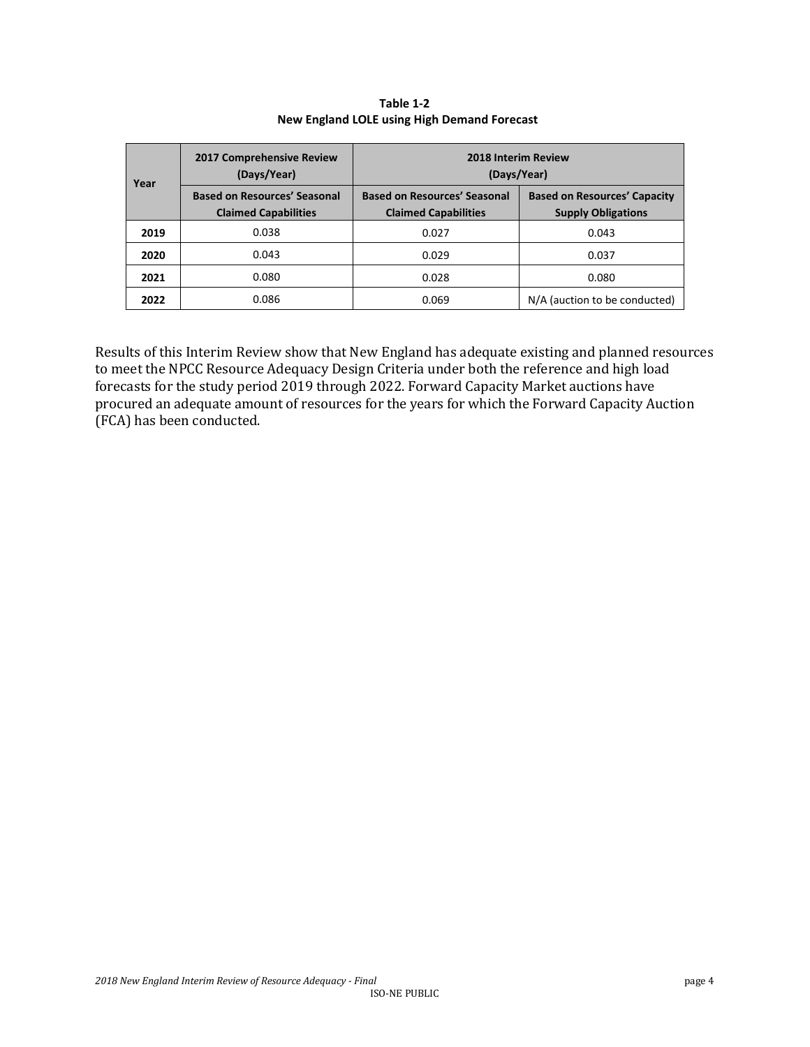**Table 1-2**
**New England LOLE using High Demand Forecast**

| Year | 2017 Comprehensive Review (Days/Year) | 2018 Interim Review (Days/Year) | |
|---|---|---|---|
| | Based on Resources' Seasonal Claimed Capabilities | Based on Resources' Seasonal Claimed Capabilities | Based on Resources' Capacity Supply Obligations |
| **2019** | 0.038 | 0.027 | 0.043 |
| **2020** | 0.043 | 0.029 | 0.037 |
| **2021** | 0.080 | 0.028 | 0.080 |
| **2022** | 0.086 | 0.069 | N/A (auction to be conducted) |

Results of this Interim Review show that New England has adequate existing and planned resources to meet the NPCC Resource Adequacy Design Criteria under both the reference and high load forecasts for the study period 2019 through 2022. Forward Capacity Market auctions have procured an adequate amount of resources for the years for which the Forward Capacity Auction (FCA) has been conducted.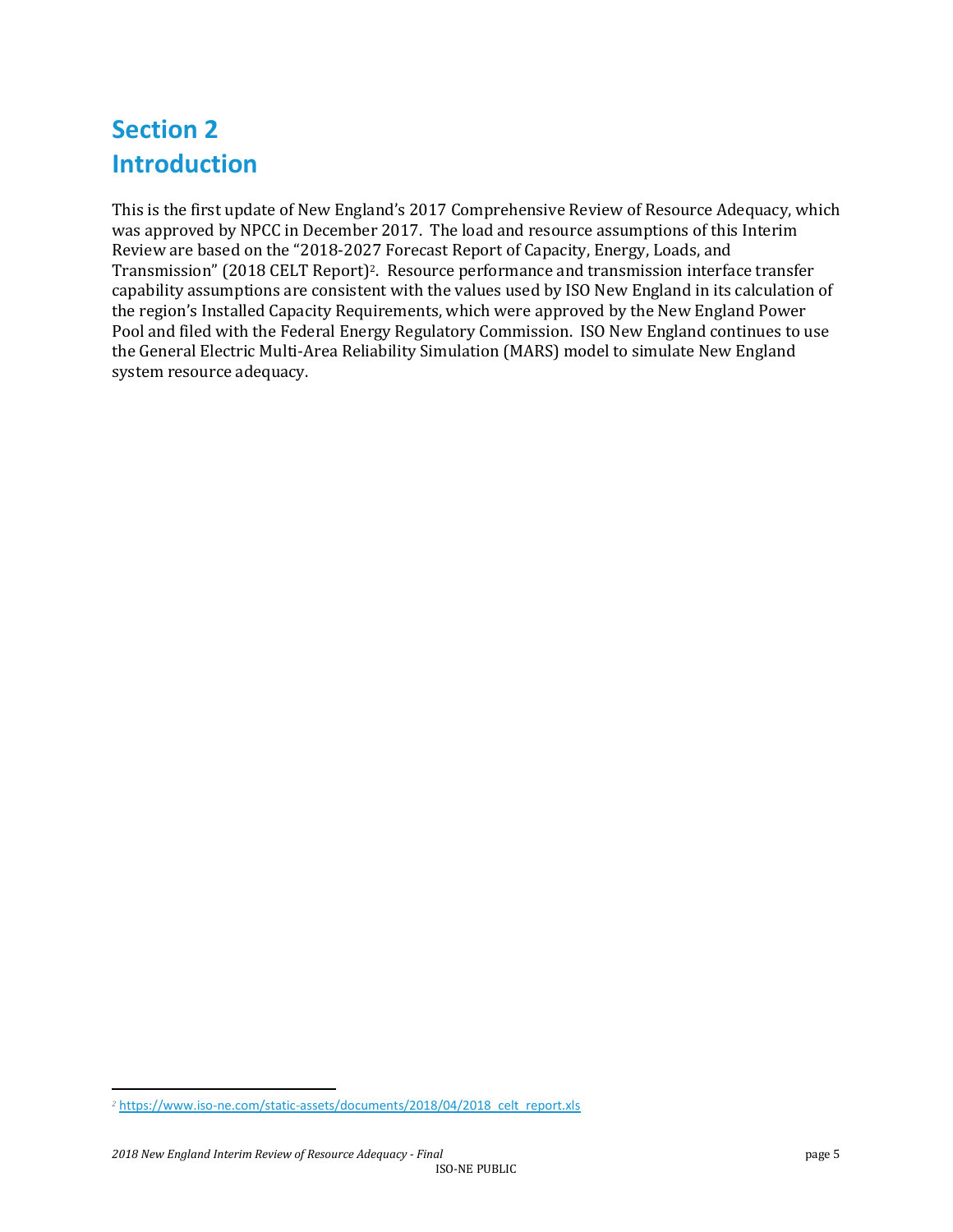# Section 2
# Introduction

This is the first update of New England's 2017 Comprehensive Review of Resource Adequacy, which was approved by NPCC in December 2017. The load and resource assumptions of this Interim Review are based on the "2018-2027 Forecast Report of Capacity, Energy, Loads, and Transmission" (2018 CELT Report)[2]. Resource performance and transmission interface transfer capability assumptions are consistent with the values used by ISO New England in its calculation of the region's Installed Capacity Requirements, which were approved by the New England Power Pool and filed with the Federal Energy Regulatory Commission. ISO New England continues to use the General Electric Multi-Area Reliability Simulation (MARS) model to simulate New England system resource adequacy.

[2] https://www.iso-ne.com/static-assets/documents/2018/04/2018_celt_report.xls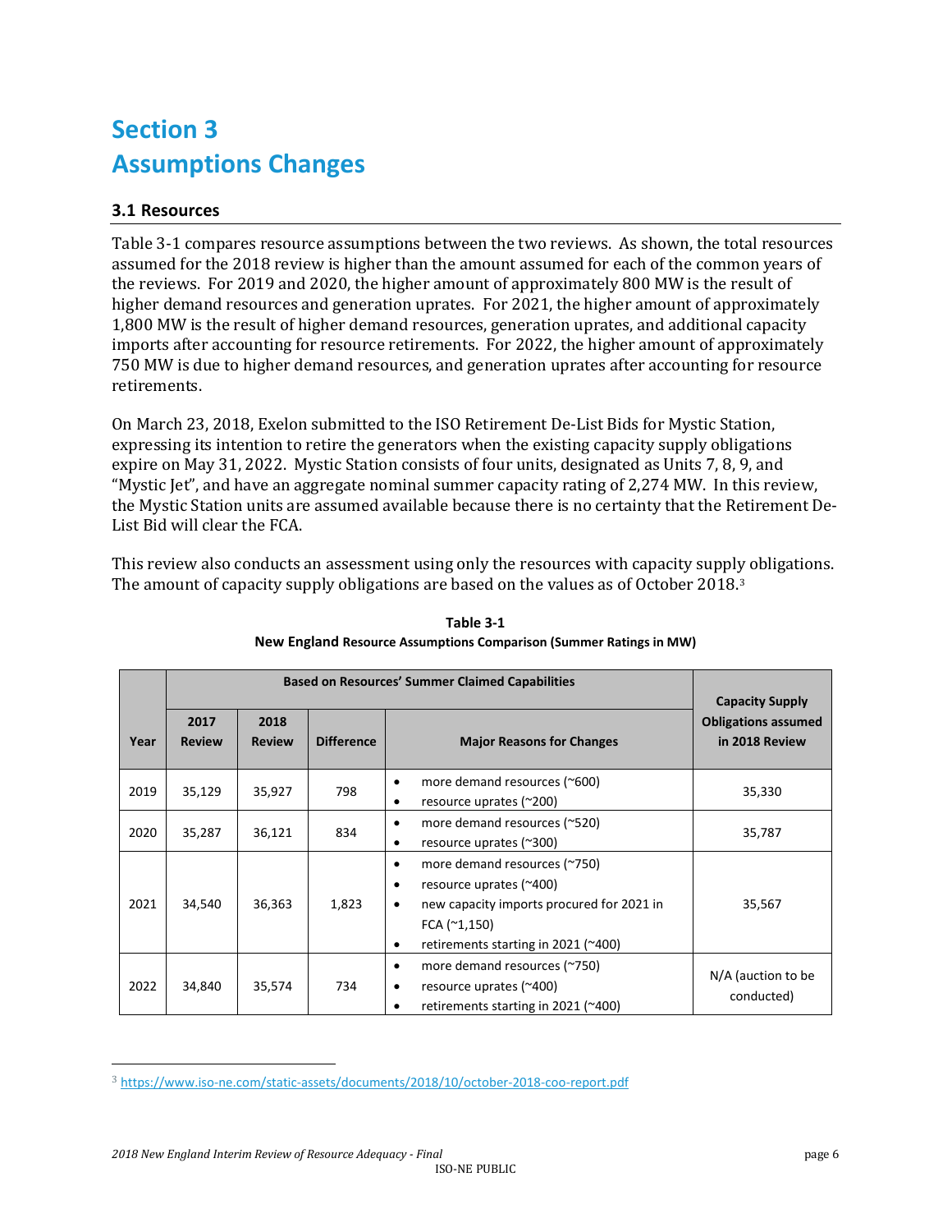# Section 3
# Assumptions Changes

## 3.1 Resources

Table 3-1 compares resource assumptions between the two reviews. As shown, the total resources assumed for the 2018 review is higher than the amount assumed for each of the common years of the reviews. For 2019 and 2020, the higher amount of approximately 800 MW is the result of higher demand resources and generation uprates. For 2021, the higher amount of approximately 1,800 MW is the result of higher demand resources, generation uprates, and additional capacity imports after accounting for resource retirements. For 2022, the higher amount of approximately 750 MW is due to higher demand resources, and generation uprates after accounting for resource retirements.

On March 23, 2018, Exelon submitted to the ISO Retirement De-List Bids for Mystic Station, expressing its intention to retire the generators when the existing capacity supply obligations expire on May 31, 2022. Mystic Station consists of four units, designated as Units 7, 8, 9, and "Mystic Jet", and have an aggregate nominal summer capacity rating of 2,274 MW. In this review, the Mystic Station units are assumed available because there is no certainty that the Retirement De-List Bid will clear the FCA.

This review also conducts an assessment using only the resources with capacity supply obligations. The amount of capacity supply obligations are based on the values as of October 2018.[3]

**Table 3-1**
**New England Resource Assumptions Comparison (Summer Ratings in MW)**

| Year | Based on Resources' Summer Claimed Capabilities | | | | Capacity Supply Obligations assumed in 2018 Review |
|---|---|---|---|---|---|
| | 2017 Review | 2018 Review | Difference | Major Reasons for Changes | |
| 2019 | 35,129 | 35,927 | 798 | • more demand resources (~600)<br>• resource uprates (~200) | 35,330 |
| 2020 | 35,287 | 36,121 | 834 | • more demand resources (~520)<br>• resource uprates (~300) | 35,787 |
| 2021 | 34,540 | 36,363 | 1,823 | • more demand resources (~750)<br>• resource uprates (~400)<br>• new capacity imports procured for 2021 in FCA (~1,150)<br>• retirements starting in 2021 (~400) | 35,567 |
| 2022 | 34,840 | 35,574 | 734 | • more demand resources (~750)<br>• resource uprates (~400)<br>• retirements starting in 2021 (~400) | N/A (auction to be conducted) |

[3] https://www.iso-ne.com/static-assets/documents/2018/10/october-2018-coo-report.pdf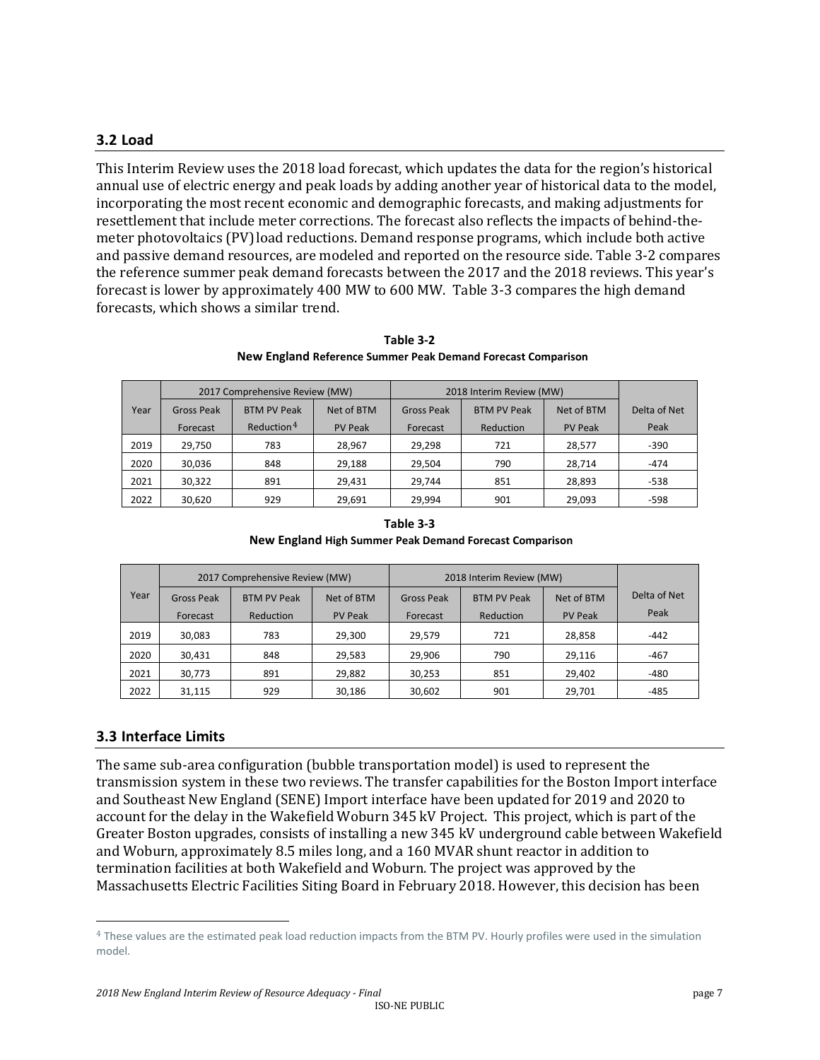## 3.2 Load

This Interim Review uses the 2018 load forecast, which updates the data for the region's historical annual use of electric energy and peak loads by adding another year of historical data to the model, incorporating the most recent economic and demographic forecasts, and making adjustments for resettlement that include meter corrections. The forecast also reflects the impacts of behind-the-meter photovoltaics (PV) load reductions. Demand response programs, which include both active and passive demand resources, are modeled and reported on the resource side. Table 3-2 compares the reference summer peak demand forecasts between the 2017 and the 2018 reviews. This year's forecast is lower by approximately 400 MW to 600 MW. Table 3-3 compares the high demand forecasts, which shows a similar trend.

**Table 3-2**
**New England Reference Summer Peak Demand Forecast Comparison**

| Year | 2017 Comprehensive Review (MW) | | | 2018 Interim Review (MW) | | | Delta of Net Peak |
|---|---|---|---|---|---|---|---|
| | Gross Peak Forecast | BTM PV Peak Reduction[4] | Net of BTM PV Peak | Gross Peak Forecast | BTM PV Peak Reduction | Net of BTM PV Peak | |
| 2019 | 29,750 | 783 | 28,967 | 29,298 | 721 | 28,577 | -390 |
| 2020 | 30,036 | 848 | 29,188 | 29,504 | 790 | 28,714 | -474 |
| 2021 | 30,322 | 891 | 29,431 | 29,744 | 851 | 28,893 | -538 |
| 2022 | 30,620 | 929 | 29,691 | 29,994 | 901 | 29,093 | -598 |

**Table 3-3**
**New England High Summer Peak Demand Forecast Comparison**

| Year | 2017 Comprehensive Review (MW) | | | 2018 Interim Review (MW) | | | Delta of Net Peak |
|---|---|---|---|---|---|---|---|
| | Gross Peak Forecast | BTM PV Peak Reduction | Net of BTM PV Peak | Gross Peak Forecast | BTM PV Peak Reduction | Net of BTM PV Peak | |
| 2019 | 30,083 | 783 | 29,300 | 29,579 | 721 | 28,858 | -442 |
| 2020 | 30,431 | 848 | 29,583 | 29,906 | 790 | 29,116 | -467 |
| 2021 | 30,773 | 891 | 29,882 | 30,253 | 851 | 29,402 | -480 |
| 2022 | 31,115 | 929 | 30,186 | 30,602 | 901 | 29,701 | -485 |

## 3.3 Interface Limits

The same sub-area configuration (bubble transportation model) is used to represent the transmission system in these two reviews. The transfer capabilities for the Boston Import interface and Southeast New England (SENE) Import interface have been updated for 2019 and 2020 to account for the delay in the Wakefield Woburn 345 kV Project. This project, which is part of the Greater Boston upgrades, consists of installing a new 345 kV underground cable between Wakefield and Woburn, approximately 8.5 miles long, and a 160 MVAR shunt reactor in addition to termination facilities at both Wakefield and Woburn. The project was approved by the Massachusetts Electric Facilities Siting Board in February 2018. However, this decision has been

[4] These values are the estimated peak load reduction impacts from the BTM PV. Hourly profiles were used in the simulation model.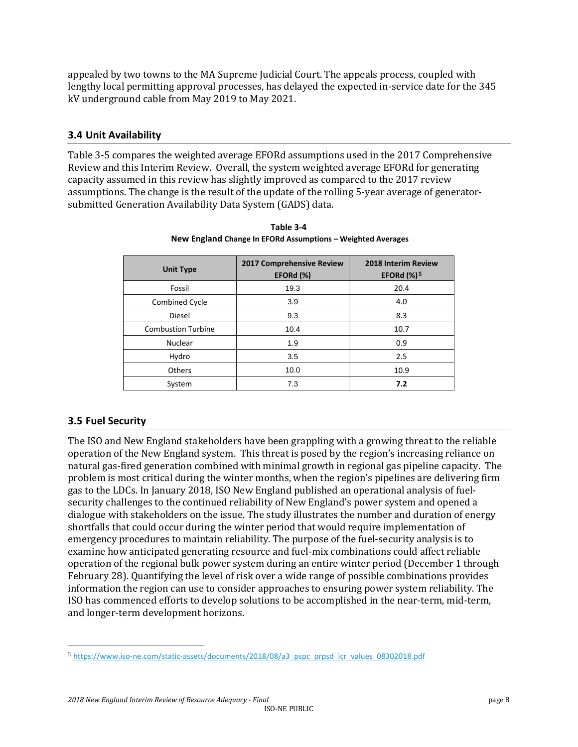appealed by two towns to the MA Supreme Judicial Court. The appeals process, coupled with lengthy local permitting approval processes, has delayed the expected in-service date for the 345 kV underground cable from May 2019 to May 2021.

## 3.4 Unit Availability

Table 3-5 compares the weighted average EFORd assumptions used in the 2017 Comprehensive Review and this Interim Review. Overall, the system weighted average EFORd for generating capacity assumed in this review has slightly improved as compared to the 2017 review assumptions. The change is the result of the update of the rolling 5-year average of generator-submitted Generation Availability Data System (GADS) data.

**Table 3-4**
**New England Change In EFORd Assumptions – Weighted Averages**

| Unit Type | 2017 Comprehensive Review EFORd (%) | 2018 Interim Review EFORd (%)[5] |
|---|---|---|
| Fossil | 19.3 | 20.4 |
| Combined Cycle | 3.9 | 4.0 |
| Diesel | 9.3 | 8.3 |
| Combustion Turbine | 10.4 | 10.7 |
| Nuclear | 1.9 | 0.9 |
| Hydro | 3.5 | 2.5 |
| Others | 10.0 | 10.9 |
| System | 7.3 | **7.2** |

## 3.5 Fuel Security

The ISO and New England stakeholders have been grappling with a growing threat to the reliable operation of the New England system. This threat is posed by the region's increasing reliance on natural gas-fired generation combined with minimal growth in regional gas pipeline capacity. The problem is most critical during the winter months, when the region's pipelines are delivering firm gas to the LDCs. In January 2018, ISO New England published an operational analysis of fuel-security challenges to the continued reliability of New England's power system and opened a dialogue with stakeholders on the issue. The study illustrates the number and duration of energy shortfalls that could occur during the winter period that would require implementation of emergency procedures to maintain reliability. The purpose of the fuel-security analysis is to examine how anticipated generating resource and fuel-mix combinations could affect reliable operation of the regional bulk power system during an entire winter period (December 1 through February 28). Quantifying the level of risk over a wide range of possible combinations provides information the region can use to consider approaches to ensuring power system reliability. The ISO has commenced efforts to develop solutions to be accomplished in the near-term, mid-term, and longer-term development horizons.

[5] https://www.iso-ne.com/static-assets/documents/2018/08/a3_pspc_prpsd_icr_values_08302018.pdf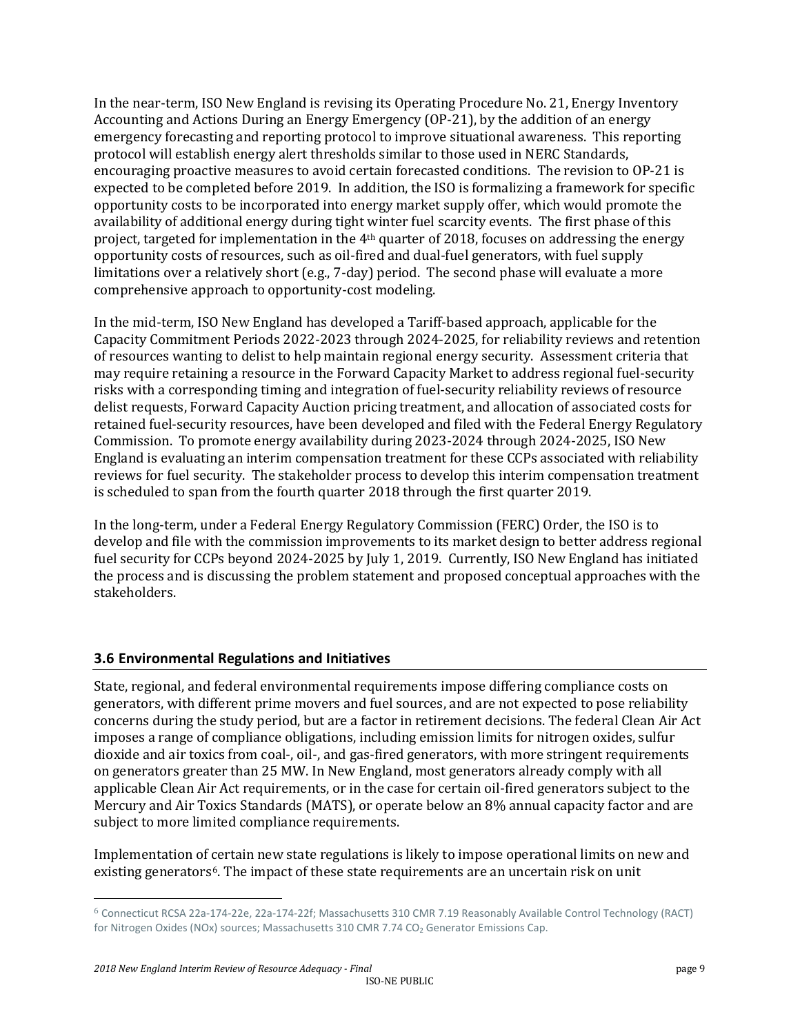In the near-term, ISO New England is revising its Operating Procedure No. 21, Energy Inventory Accounting and Actions During an Energy Emergency (OP-21), by the addition of an energy emergency forecasting and reporting protocol to improve situational awareness. This reporting protocol will establish energy alert thresholds similar to those used in NERC Standards, encouraging proactive measures to avoid certain forecasted conditions. The revision to OP-21 is expected to be completed before 2019. In addition, the ISO is formalizing a framework for specific opportunity costs to be incorporated into energy market supply offer, which would promote the availability of additional energy during tight winter fuel scarcity events. The first phase of this project, targeted for implementation in the 4th quarter of 2018, focuses on addressing the energy opportunity costs of resources, such as oil-fired and dual-fuel generators, with fuel supply limitations over a relatively short (e.g., 7-day) period. The second phase will evaluate a more comprehensive approach to opportunity-cost modeling.

In the mid-term, ISO New England has developed a Tariff-based approach, applicable for the Capacity Commitment Periods 2022-2023 through 2024-2025, for reliability reviews and retention of resources wanting to delist to help maintain regional energy security. Assessment criteria that may require retaining a resource in the Forward Capacity Market to address regional fuel-security risks with a corresponding timing and integration of fuel-security reliability reviews of resource delist requests, Forward Capacity Auction pricing treatment, and allocation of associated costs for retained fuel-security resources, have been developed and filed with the Federal Energy Regulatory Commission. To promote energy availability during 2023-2024 through 2024-2025, ISO New England is evaluating an interim compensation treatment for these CCPs associated with reliability reviews for fuel security. The stakeholder process to develop this interim compensation treatment is scheduled to span from the fourth quarter 2018 through the first quarter 2019.

In the long-term, under a Federal Energy Regulatory Commission (FERC) Order, the ISO is to develop and file with the commission improvements to its market design to better address regional fuel security for CCPs beyond 2024-2025 by July 1, 2019. Currently, ISO New England has initiated the process and is discussing the problem statement and proposed conceptual approaches with the stakeholders.

### 3.6 Environmental Regulations and Initiatives

State, regional, and federal environmental requirements impose differing compliance costs on generators, with different prime movers and fuel sources, and are not expected to pose reliability concerns during the study period, but are a factor in retirement decisions. The federal Clean Air Act imposes a range of compliance obligations, including emission limits for nitrogen oxides, sulfur dioxide and air toxics from coal-, oil-, and gas-fired generators, with more stringent requirements on generators greater than 25 MW. In New England, most generators already comply with all applicable Clean Air Act requirements, or in the case for certain oil-fired generators subject to the Mercury and Air Toxics Standards (MATS), or operate below an 8% annual capacity factor and are subject to more limited compliance requirements.

Implementation of certain new state regulations is likely to impose operational limits on new and existing generators[6]. The impact of these state requirements are an uncertain risk on unit

[6] Connecticut RCSA 22a-174-22e, 22a-174-22f; Massachusetts 310 CMR 7.19 Reasonably Available Control Technology (RACT) for Nitrogen Oxides (NOx) sources; Massachusetts 310 CMR 7.74 $CO_2$ Generator Emissions Cap.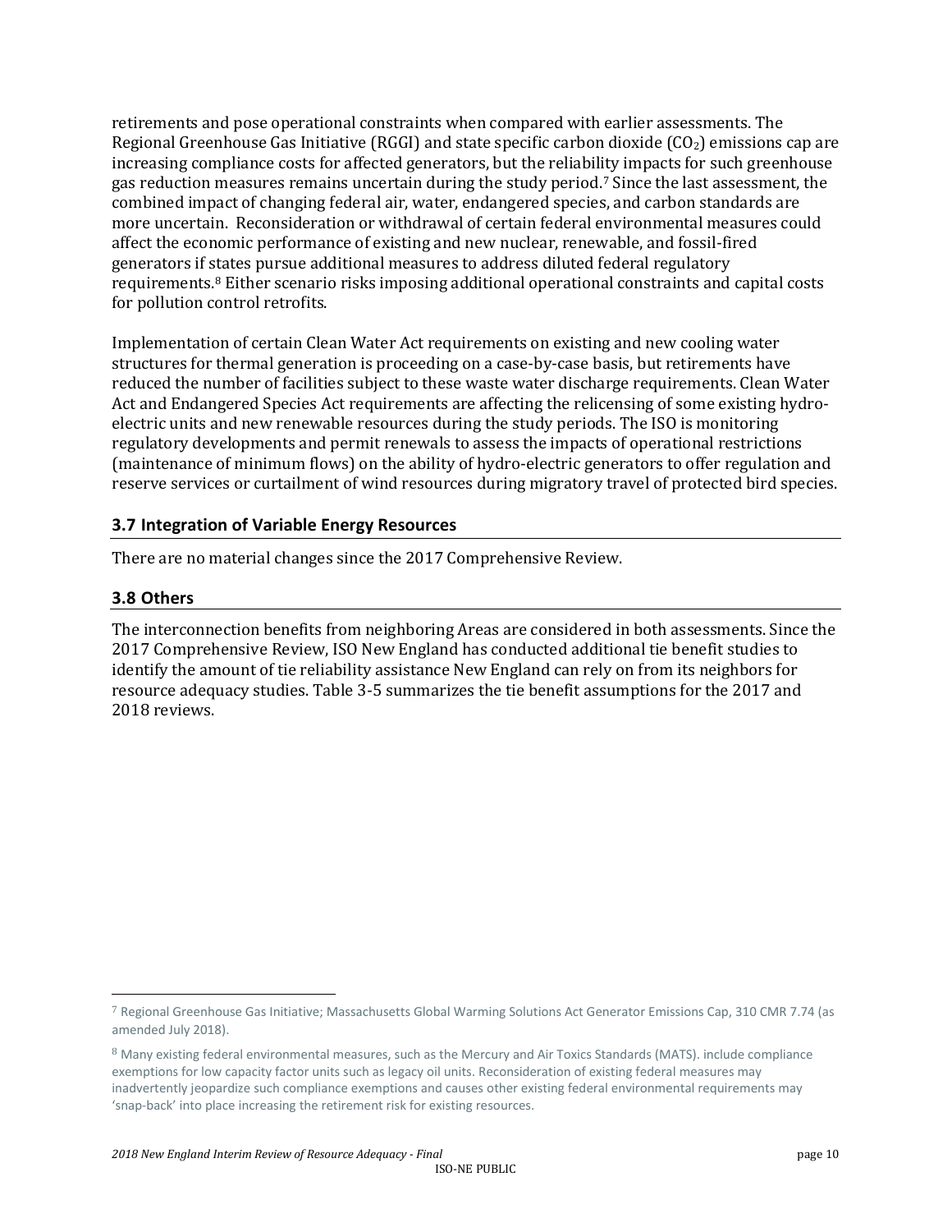retirements and pose operational constraints when compared with earlier assessments. The Regional Greenhouse Gas Initiative (RGGI) and state specific carbon dioxide ($CO_2$) emissions cap are increasing compliance costs for affected generators, but the reliability impacts for such greenhouse gas reduction measures remains uncertain during the study period.[7] Since the last assessment, the combined impact of changing federal air, water, endangered species, and carbon standards are more uncertain. Reconsideration or withdrawal of certain federal environmental measures could affect the economic performance of existing and new nuclear, renewable, and fossil-fired generators if states pursue additional measures to address diluted federal regulatory requirements.[8] Either scenario risks imposing additional operational constraints and capital costs for pollution control retrofits.

Implementation of certain Clean Water Act requirements on existing and new cooling water structures for thermal generation is proceeding on a case-by-case basis, but retirements have reduced the number of facilities subject to these waste water discharge requirements. Clean Water Act and Endangered Species Act requirements are affecting the relicensing of some existing hydro-electric units and new renewable resources during the study periods. The ISO is monitoring regulatory developments and permit renewals to assess the impacts of operational restrictions (maintenance of minimum flows) on the ability of hydro-electric generators to offer regulation and reserve services or curtailment of wind resources during migratory travel of protected bird species.

## 3.7 Integration of Variable Energy Resources

There are no material changes since the 2017 Comprehensive Review.

## 3.8 Others

The interconnection benefits from neighboring Areas are considered in both assessments. Since the 2017 Comprehensive Review, ISO New England has conducted additional tie benefit studies to identify the amount of tie reliability assistance New England can rely on from its neighbors for resource adequacy studies. Table 3-5 summarizes the tie benefit assumptions for the 2017 and 2018 reviews.

---

[7] Regional Greenhouse Gas Initiative; Massachusetts Global Warming Solutions Act Generator Emissions Cap, 310 CMR 7.74 (as amended July 2018).

[8] Many existing federal environmental measures, such as the Mercury and Air Toxics Standards (MATS). include compliance exemptions for low capacity factor units such as legacy oil units. Reconsideration of existing federal measures may inadvertently jeopardize such compliance exemptions and causes other existing federal environmental requirements may 'snap-back' into place increasing the retirement risk for existing resources.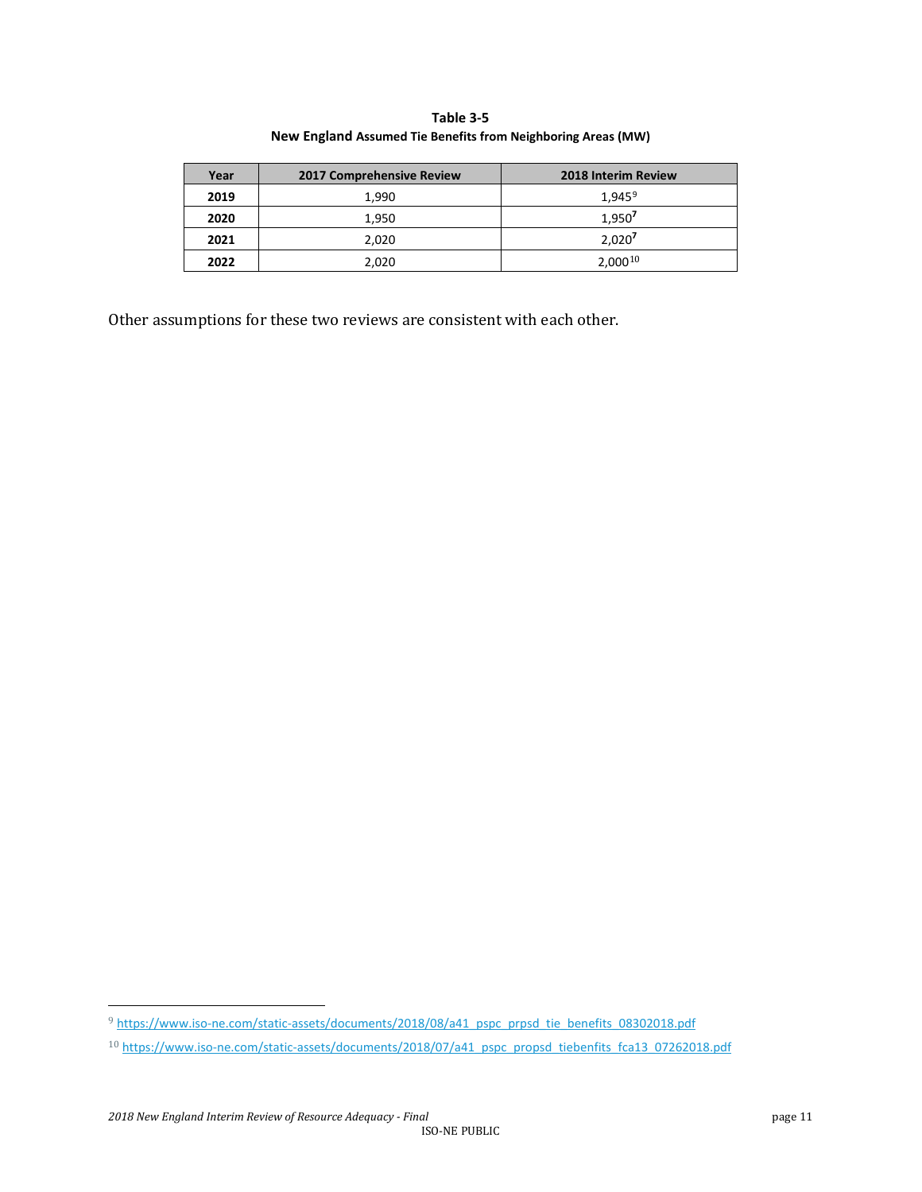**Table 3-5**
**New England Assumed Tie Benefits from Neighboring Areas (MW)**

| Year | 2017 Comprehensive Review | 2018 Interim Review |
|---|---|---|
| **2019** | 1,990 | 1,945[9] |
| **2020** | 1,950 | 1,950[7] |
| **2021** | 2,020 | 2,020[7] |
| **2022** | 2,020 | 2,000[10] |

Other assumptions for these two reviews are consistent with each other.

[9] https://www.iso-ne.com/static-assets/documents/2018/08/a41_pspc_prpsd_tie_benefits_08302018.pdf

[10] https://www.iso-ne.com/static-assets/documents/2018/07/a41_pspc_propsd_tiebenfits_fca13_07262018.pdf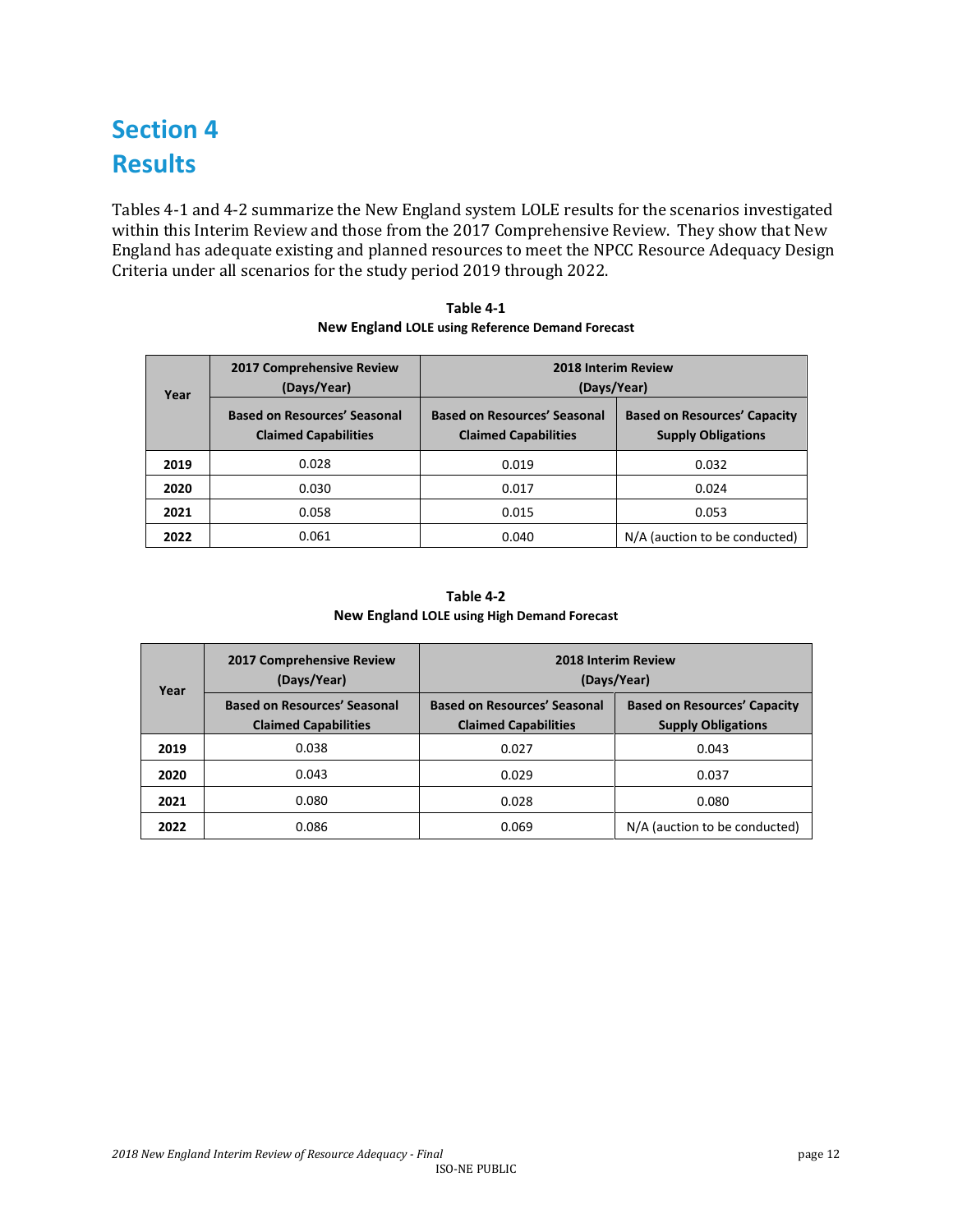# Section 4
# Results

Tables 4-1 and 4-2 summarize the New England system LOLE results for the scenarios investigated within this Interim Review and those from the 2017 Comprehensive Review. They show that New England has adequate existing and planned resources to meet the NPCC Resource Adequacy Design Criteria under all scenarios for the study period 2019 through 2022.

**Table 4-1**
**New England LOLE using Reference Demand Forecast**

| Year | 2017 Comprehensive Review (Days/Year) | 2018 Interim Review (Days/Year) | |
|---|---|---|---|
| | Based on Resources' Seasonal Claimed Capabilities | Based on Resources' Seasonal Claimed Capabilities | Based on Resources' Capacity Supply Obligations |
| **2019** | 0.028 | 0.019 | 0.032 |
| **2020** | 0.030 | 0.017 | 0.024 |
| **2021** | 0.058 | 0.015 | 0.053 |
| **2022** | 0.061 | 0.040 | N/A (auction to be conducted) |

**Table 4-2**
**New England LOLE using High Demand Forecast**

| Year | 2017 Comprehensive Review (Days/Year) | 2018 Interim Review (Days/Year) | |
|---|---|---|---|
| | Based on Resources' Seasonal Claimed Capabilities | Based on Resources' Seasonal Claimed Capabilities | Based on Resources' Capacity Supply Obligations |
| **2019** | 0.038 | 0.027 | 0.043 |
| **2020** | 0.043 | 0.029 | 0.037 |
| **2021** | 0.080 | 0.028 | 0.080 |
| **2022** | 0.086 | 0.069 | N/A (auction to be conducted) |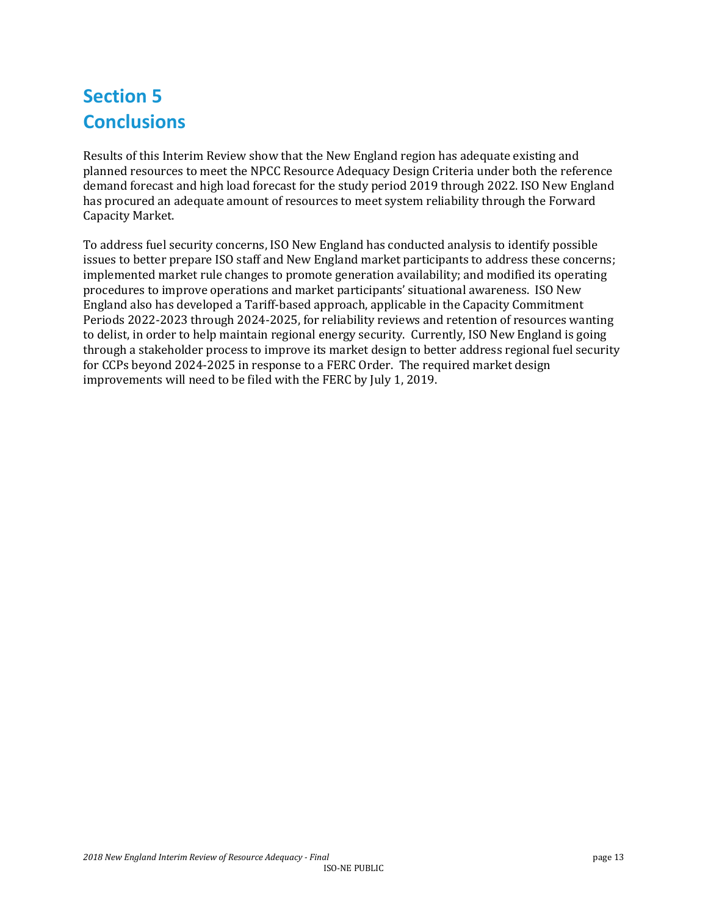# Section 5 Conclusions

Results of this Interim Review show that the New England region has adequate existing and planned resources to meet the NPCC Resource Adequacy Design Criteria under both the reference demand forecast and high load forecast for the study period 2019 through 2022. ISO New England has procured an adequate amount of resources to meet system reliability through the Forward Capacity Market.

To address fuel security concerns, ISO New England has conducted analysis to identify possible issues to better prepare ISO staff and New England market participants to address these concerns; implemented market rule changes to promote generation availability; and modified its operating procedures to improve operations and market participants' situational awareness. ISO New England also has developed a Tariff-based approach, applicable in the Capacity Commitment Periods 2022-2023 through 2024-2025, for reliability reviews and retention of resources wanting to delist, in order to help maintain regional energy security. Currently, ISO New England is going through a stakeholder process to improve its market design to better address regional fuel security for CCPs beyond 2024-2025 in response to a FERC Order. The required market design improvements will need to be filed with the FERC by July 1, 2019.